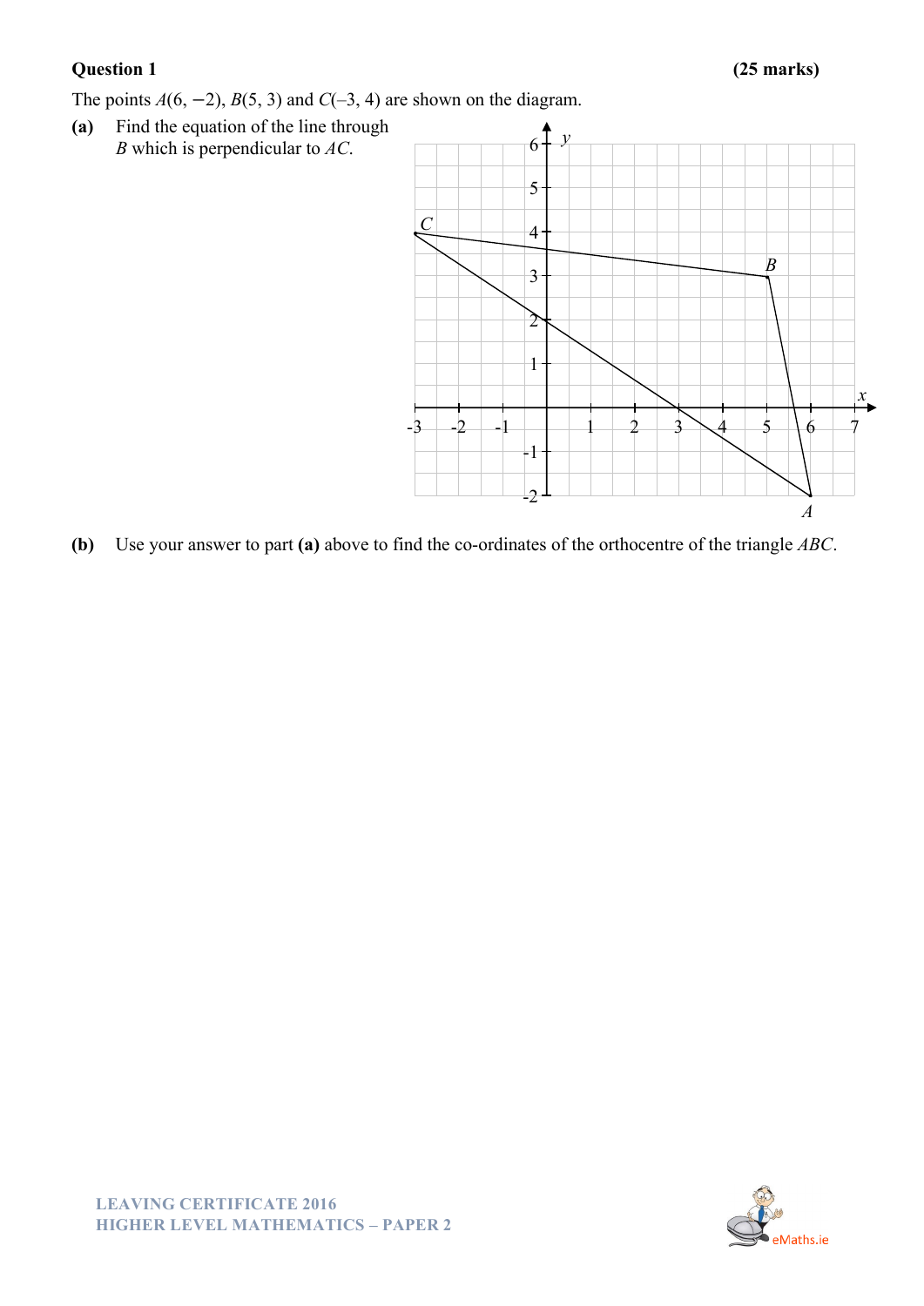**Question 1** **(25 marks)**

The points $A(6, -2)$, $B(5, 3)$ and $C(-3, 4)$ are shown on the diagram.

**(a)** Find the equation of the line through $B$ which is perpendicular to $AC$.

**(b)** Use your answer to part **(a)** above to find the co-ordinates of the orthocentre of the triangle $ABC$.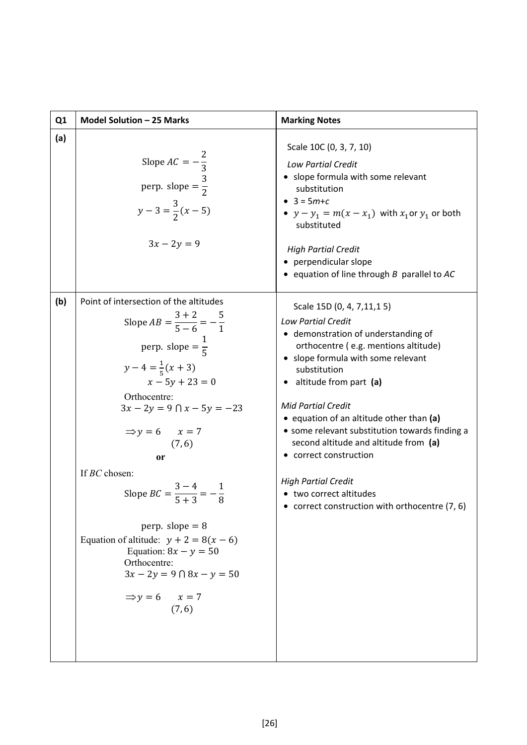| Q1 | Model Solution – 25 Marks | Marking Notes |
|---|---|---|
| (a) | Slope $AC = -\frac{2}{3}$<br>perp. slope $= \frac{3}{2}$<br>$y - 3 = \frac{3}{2}(x - 5)$<br>$3x - 2y = 9$ | Scale 10C (0, 3, 7, 10)<br>*Low Partial Credit*<br>• slope formula with some relevant substitution<br>• 3 = 5*m*+*c*<br>• $y - y_1 = m(x - x_1)$ with $x_1$ or $y_1$ or both substituted<br>*High Partial Credit*<br>• perpendicular slope<br>• equation of line through *B* parallel to *AC* |
| (b) | Point of intersection of the altitudes<br>Slope $AB = \frac{3+2}{5-6} = -\frac{5}{1}$<br>perp. slope $= \frac{1}{5}$<br>$y - 4 = \frac{1}{5}(x + 3)$<br>$x - 5y + 23 = 0$<br>Orthocentre:<br>$3x - 2y = 9 \cap x - 5y = -23$<br>$\Rightarrow y = 6 \quad x = 7$<br>$(7, 6)$<br>**or**<br>If *BC* chosen:<br>Slope $BC = \frac{3-4}{5+3} = -\frac{1}{8}$<br>perp. slope $= 8$<br>Equation of altitude: $y + 2 = 8(x - 6)$<br>Equation: $8x - y = 50$<br>Orthocentre:<br>$3x - 2y = 9 \cap 8x - y = 50$<br>$\Rightarrow y = 6 \quad x = 7$<br>$(7, 6)$ | Scale 15D (0, 4, 7,11,1 5)<br>*Low Partial Credit*<br>• demonstration of understanding of orthocentre ( e.g. mentions altitude)<br>• slope formula with some relevant substitution<br>• altitude from part **(a)**<br>*Mid Partial Credit*<br>• equation of an altitude other than **(a)**<br>• some relevant substitution towards finding a second altitude and altitude from **(a)**<br>• correct construction<br>*High Partial Credit*<br>• two correct altitudes<br>• correct construction with orthocentre (7, 6) |